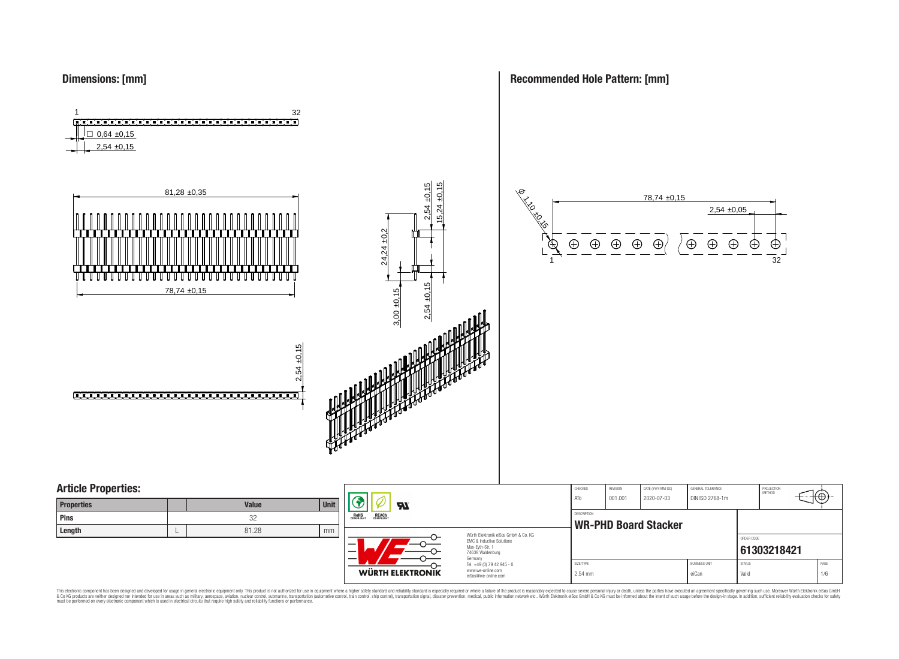## Dimensions: [mm]

1 32

□ 0,64 ±0,15

2,54 ±0,15

81,28 ±0,35

78,74 ±0,15

24,24 ±0,2

2,54 ±0,15

15,24 ±0,15

3,00 ±0,15

2,54 ±0,15

2,54 ±0,15

## Recommended Hole Pattern: [mm]

Ø 1,10 ±0,15

78,74 ±0,15

2,54 ±0,05

1 32

## Article Properties:

| Properties | | Value | Unit |
|---|---|---|---|
| Pins | | 32 | |
| Length | L | 81.28 | mm |

RoHS COMPLIANT REACh COMPLIANT

Würth Elektronik eiSos GmbH & Co. KG
EMC & Inductive Solutions
Max-Eyth-Str. 1
74638 Waldenburg
Germany
Tel. +49 (0) 79 42 945 - 0
www.we-online.com
eiSos@we-online.com

WÜRTH ELEKTRONIK

| CHECKED | REVISION | DATE (YYYY-MM-DD) | GENERAL TOLERANCE | PROJECTION METHOD |
|---|---|---|---|---|
| ATo | 001.001 | 2020-07-03 | DIN ISO 2768-1m | |

DESCRIPTION

**WR-PHD Board Stacker**

ORDER CODE

**61303218421**

| SIZE/TYPE | BUSINESS UNIT | STATUS | PAGE |
|---|---|---|---|
| 2,54 mm | eiCan | Valid | 1/6 |

This electronic component has been designed and developed for usage in general electronic equipment only. This product is not authorized for use in equipment where a higher safety standard and reliability standard is especially required or where a failure of the product is reasonably expected to cause severe personal injury or death, unless the parties have executed an agreement specifically governing such usage. Moreover Würth Elektronik eiSos GmbH & Co KG products are neither designed nor intended for use in areas such as military, aerospace, aviation, nuclear control, submarine, transportation (automotive control, train control, ship control), transportation signal, disaster prevention, medical, public information network etc.. Würth Elektronik eiSos GmbH & Co KG must be informed about the intent of such usage before the design-in stage. In addition, sufficient reliability evaluation checks for safety must be performed on every electronic component which is used in electrical circuits that require high safety and reliability functions or performance.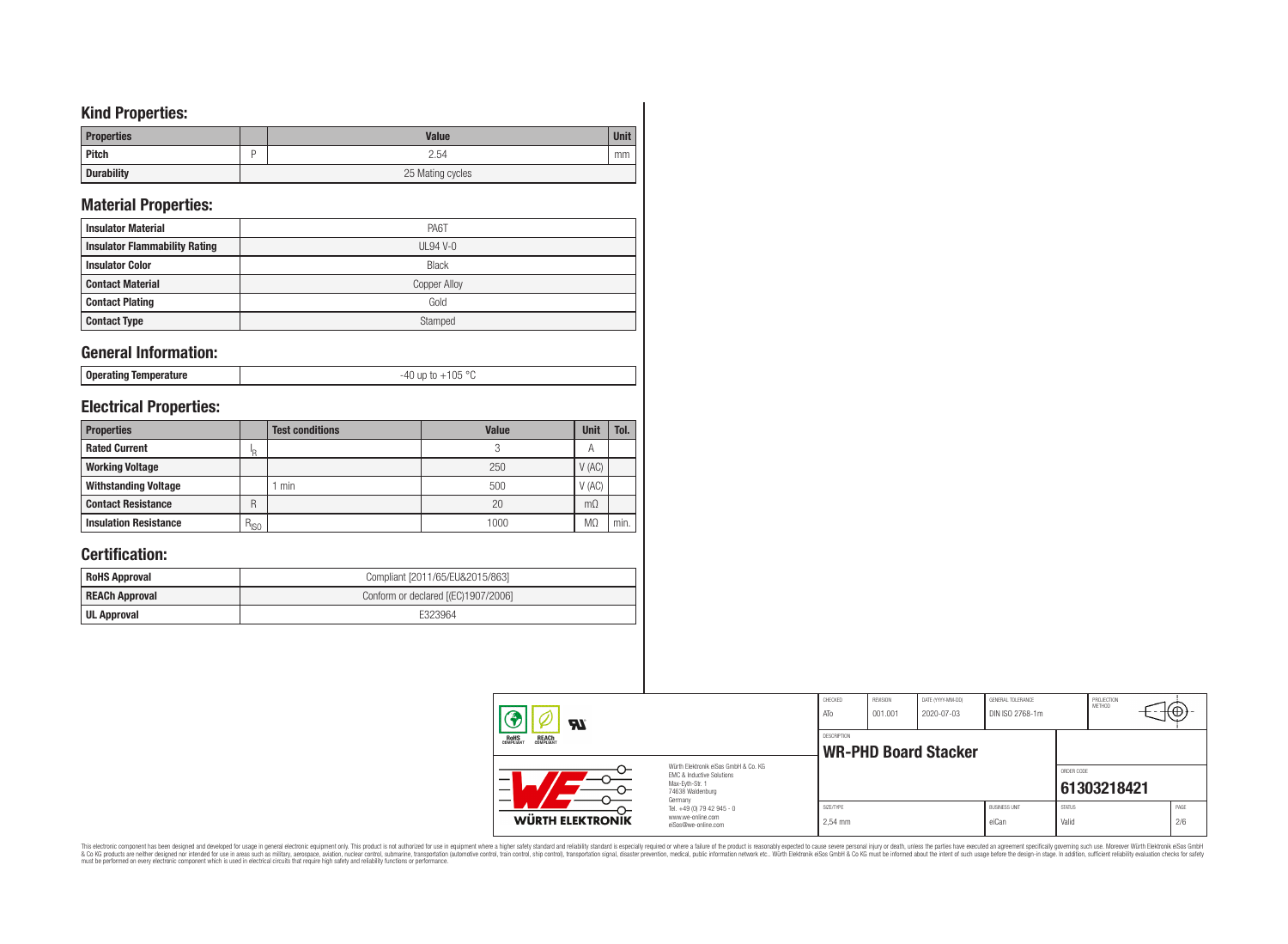## Kind Properties:

| Properties | | Value | Unit |
|---|---|---|---|
| Pitch | P | 2.54 | mm |
| Durability | | 25 Mating cycles | |

## Material Properties:

| | |
|---|---|
| Insulator Material | PA6T |
| Insulator Flammability Rating | UL94 V-0 |
| Insulator Color | Black |
| Contact Material | Copper Alloy |
| Contact Plating | Gold |
| Contact Type | Stamped |

## General Information:

| | |
|---|---|
| Operating Temperature | -40 up to +105 °C |

## Electrical Properties:

| Properties | | Test conditions | Value | Unit | Tol. |
|---|---|---|---|---|---|
| Rated Current | $I_R$ | | 3 | A | |
| Working Voltage | | | 250 | V (AC) | |
| Withstanding Voltage | | 1 min | 500 | V (AC) | |
| Contact Resistance | R | | 20 | mΩ | |
| Insulation Resistance | $R_{ISO}$ | | 1000 | MΩ | min. |

## Certification:

| | |
|---|---|
| RoHS Approval | Compliant [2011/65/EU&2015/863] |
| REACh Approval | Conform or declared [(EC)1907/2006] |
| UL Approval | E323964 |

| CHECKED | REVISION | DATE (YYYY-MM-DD) | GENERAL TOLERANCE | PROJECTION METHOD |
|---|---|---|---|---|
| ATo | 001.001 | 2020-07-03 | DIN ISO 2768-1m | |

DESCRIPTION: **WR-PHD Board Stacker**

ORDER CODE: **61303218421**

| SIZE/TYPE | BUSINESS UNIT | STATUS | PAGE |
|---|---|---|---|
| 2,54 mm | eiCan | Valid | 2/6 |

Würth Elektronik eiSos GmbH & Co. KG
EMC & Inductive Solutions
Max-Eyth-Str. 1
74638 Waldenburg
Germany
Tel. +49 (0) 79 42 945 - 0
www.we-online.com
eiSos@we-online.com

This electronic component has been designed and developed for usage in general electronic equipment only. This product is not authorized for use in equipment where a higher safety standard and reliability standard is especially required or where a failure of the product is reasonably expected to cause severe personal injury or death, unless the parties have executed an agreement specifically governing such use. Moreover Würth Elektronik eiSos GmbH & Co KG products are neither designed nor intended for use in areas such as military, aerospace, aviation, nuclear control, submarine, transportation (automotive control, train control, ship control), transportation signal, disaster prevention, medical, public information network etc.. Würth Elektronik eiSos GmbH & Co KG must be informed about the intent of such usage before the design-in stage. In addition, sufficient reliability evaluation checks for safety must be performed on every electronic component which is used in electrical circuits that require high safety and reliability functions or performance.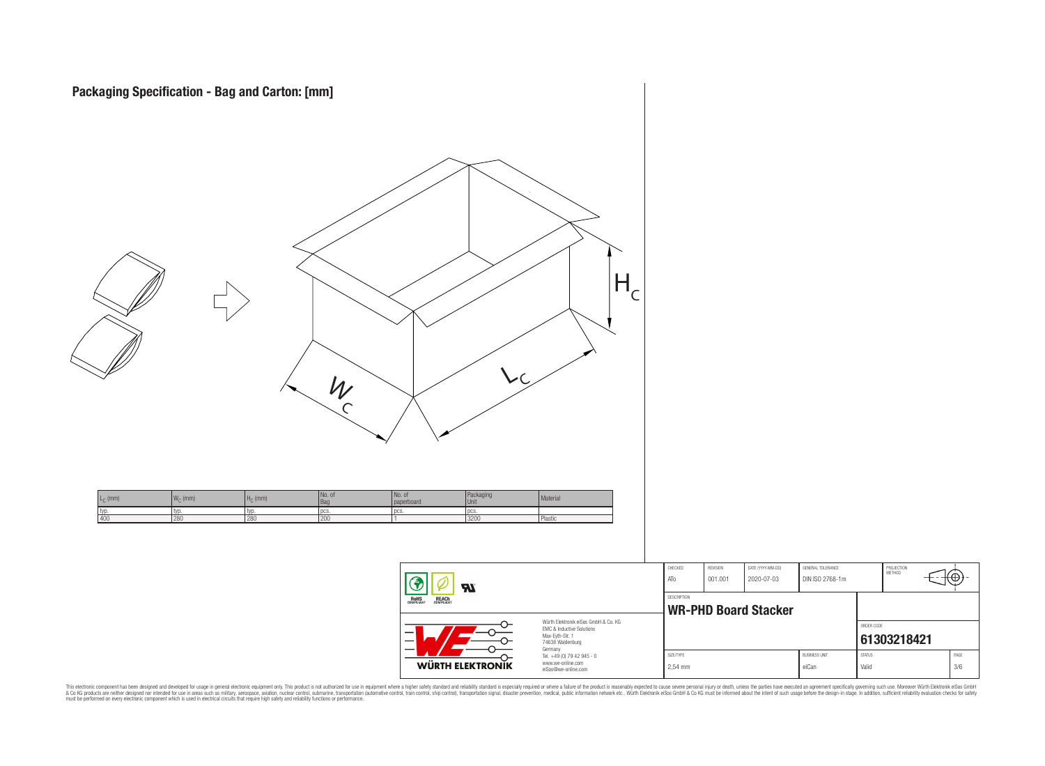# Packaging Specification - Bag and Carton: [mm]

| $L_C$ (mm) | $W_C$ (mm) | $H_C$ (mm) | No. of Bag | No. of paperboard | Packaging Unit | Material |
|---|---|---|---|---|---|---|
| typ. | typ. | typ. | pcs. | pcs. | pcs. | |
| 400 | 280 | 280 | 200 | 1 | 3200 | Plastic |

| CHECKED | REVISION | DATE (YYYY-MM-DD) | GENERAL TOLERANCE | PROJECTION METHOD |
|---|---|---|---|---|
| ATo | 001.001 | 2020-07-03 | DIN ISO 2768-1m | |

DESCRIPTION: **WR-PHD Board Stacker**

ORDER CODE: **61303218421**

| SIZE/TYPE | BUSINESS UNIT | STATUS | PAGE |
|---|---|---|---|
| 2,54 mm | eiCan | Valid | 3/6 |

Würth Elektronik eiSos GmbH & Co. KG
EMC & Inductive Solutions
Max-Eyth-Str. 1
74638 Waldenburg
Germany
Tel. +49 (0) 79 42 945 - 0
www.we-online.com
eiSos@we-online.com

WÜRTH ELEKTRONIK

This electronic component has been designed and developed for usage in general electronic equipment only. This product is not authorized for use in equipment where a higher safety standard and reliability standard is especially required or where a failure of the product is reasonably expected to cause severe personal injury or death, unless the parties have executed an agreement specifically governing such use. Moreover Würth Elektronik eiSos GmbH & Co KG products are neither designed nor intended for use in areas such as military, aerospace, aviation, nuclear control, submarine, transportation (automotive control, train control, ship control), transportation signal, disaster prevention, medical, public information network etc.. Würth Elektronik eiSos GmbH & Co KG must be informed about the intent of such usage before the design-in stage. In addition, sufficient reliability evaluation checks for safety must be performed on every electronic component which is used in electrical circuits that require high safety and reliability functions or performance.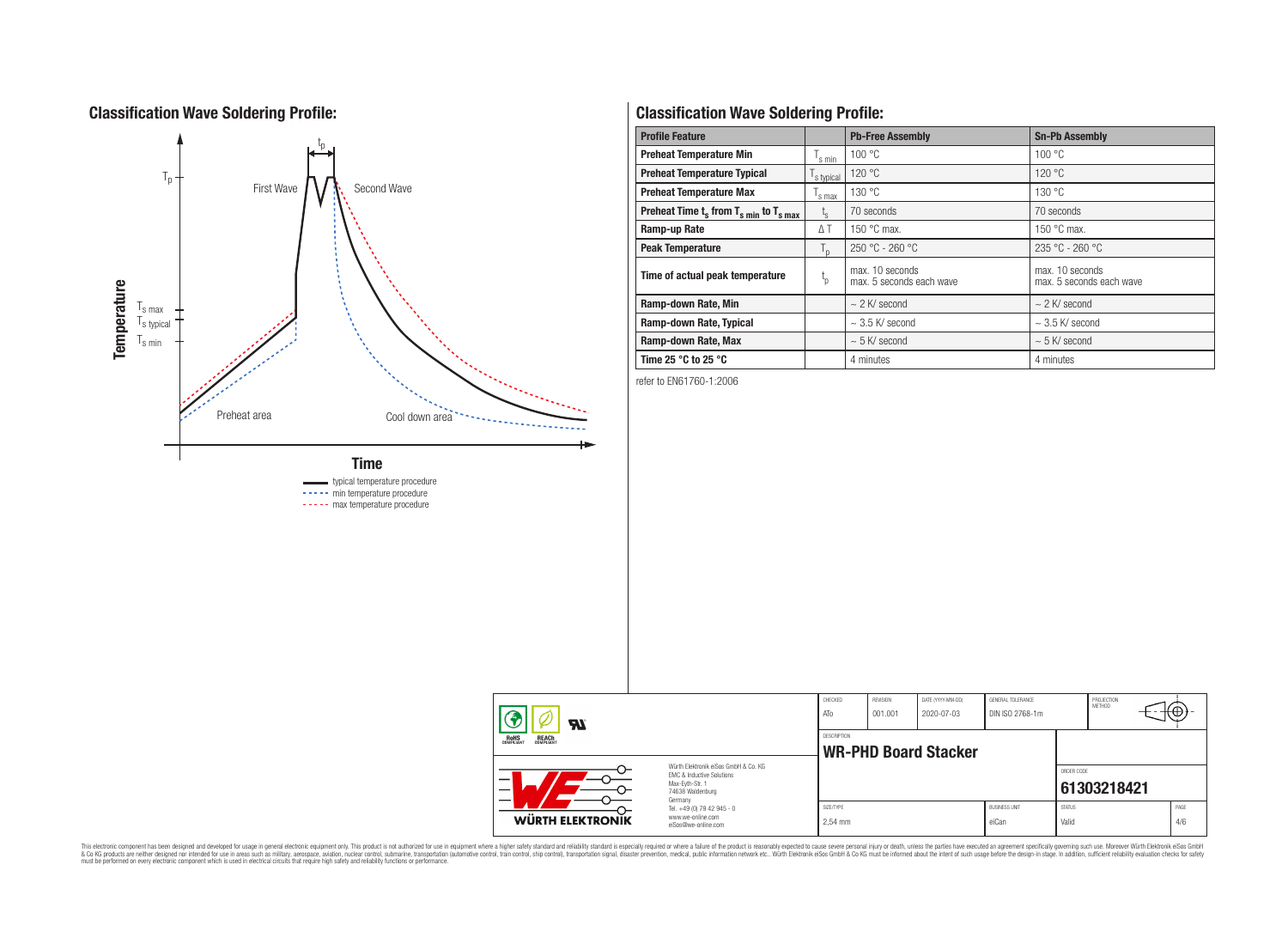## Classification Wave Soldering Profile:

## Classification Wave Soldering Profile:

| Profile Feature | | Pb-Free Assembly | Sn-Pb Assembly |
|---|---|---|---|
| Preheat Temperature Min | $T_{s\ min}$ | 100 °C | 100 °C |
| Preheat Temperature Typical | $T_{s\ typical}$ | 120 °C | 120 °C |
| Preheat Temperature Max | $T_{s\ max}$ | 130 °C | 130 °C |
| Preheat Time $t_s$ from $T_{s\ min}$ to $T_{s\ max}$ | $t_s$ | 70 seconds | 70 seconds |
| Ramp-up Rate | ΔT | 150 °C max. | 150 °C max. |
| Peak Temperature | $T_p$ | 250 °C - 260 °C | 235 °C - 260 °C |
| Time of actual peak temperature | $t_p$ | max. 10 seconds max. 5 seconds each wave | max. 10 seconds max. 5 seconds each wave |
| Ramp-down Rate, Min | | ~ 2 K/ second | ~ 2 K/ second |
| Ramp-down Rate, Typical | | ~ 3.5 K/ second | ~ 3.5 K/ second |
| Ramp-down Rate, Max | | ~ 5 K/ second | ~ 5 K/ second |
| Time 25 °C to 25 °C | | 4 minutes | 4 minutes |

refer to EN61760-1:2006

| CHECKED | REVISION | DATE (YYYY-MM-DD) | GENERAL TOLERANCE | PROJECTION METHOD |
|---|---|---|---|---|
| ATo | 001.001 | 2020-07-03 | DIN ISO 2768-1m | |

DESCRIPTION: **WR-PHD Board Stacker**

ORDER CODE: **61303218421**

| SIZE/TYPE | BUSINESS UNIT | STATUS | PAGE |
|---|---|---|---|
| 2,54 mm | eiCan | Valid | 4/6 |

Würth Elektronik eiSos GmbH & Co. KG
EMC & Inductive Solutions
Max-Eyth-Str. 1
74638 Waldenburg
Germany
Tel. +49 (0) 79 42 945 - 0
www.we-online.com
eiSos@we-online.com

This electronic component has been designed and developed for usage in general electronic equipment only. This product is not authorized for use in equipment where a higher safety standard and reliability standard is especially required or where a failure of the product is reasonably expected to cause severe personal injury or death, unless the parties have executed an agreement specifically governing such use. Moreover Würth Elektronik eiSos GmbH & Co KG products are neither designed nor intended for use in areas such as military, aerospace, aviation, nuclear control, submarine, transportation (automotive control, train control, ship control), transportation signal, disaster prevention, medical, public information network etc.. Würth Elektronik eiSos GmbH & Co KG must be informed about the intent of such usage before the design-in stage. In addition, sufficient reliability evaluation checks for safety must be performed on every electronic component which is used in electrical circuits that require high safety and reliability functions or performance.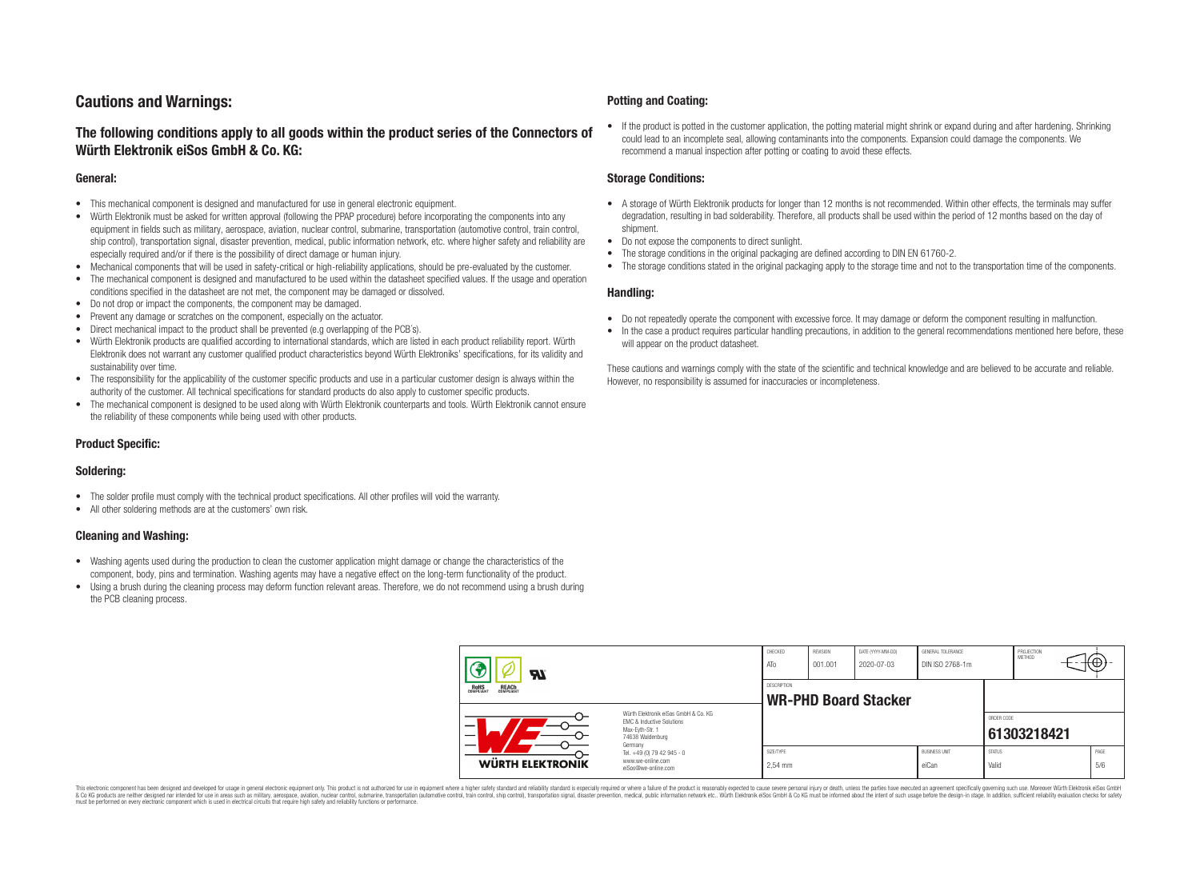# Cautions and Warnings:

## The following conditions apply to all goods within the product series of the Connectors of Würth Elektronik eiSos GmbH & Co. KG:

### General:

- This mechanical component is designed and manufactured for use in general electronic equipment.
- Würth Elektronik must be asked for written approval (following the PPAP procedure) before incorporating the components into any equipment in fields such as military, aerospace, aviation, nuclear control, submarine, transportation (automotive control, train control, ship control), transportation signal, disaster prevention, medical, public information network, etc. where higher safety and reliability are especially required and/or if there is the possibility of direct damage or human injury.
- Mechanical components that will be used in safety-critical or high-reliability applications, should be pre-evaluated by the customer.
- The mechanical component is designed and manufactured to be used within the datasheet specified values. If the usage and operation conditions specified in the datasheet are not met, the component may be damaged or dissolved.
- Do not drop or impact the components, the component may be damaged.
- Prevent any damage or scratches on the component, especially on the actuator.
- Direct mechanical impact to the product shall be prevented (e.g overlapping of the PCB's).
- Würth Elektronik products are qualified according to international standards, which are listed in each product reliability report. Würth Elektronik does not warrant any customer qualified product characteristics beyond Würth Elektroniks' specifications, for its validity and sustainability over time.
- The responsibility for the applicability of the customer specific products and use in a particular customer design is always within the authority of the customer. All technical specifications for standard products do also apply to customer specific products.
- The mechanical component is designed to be used along with Würth Elektronik counterparts and tools. Würth Elektronik cannot ensure the reliability of these components while being used with other products.

### Product Specific:

### Soldering:

- The solder profile must comply with the technical product specifications. All other profiles will void the warranty.
- All other soldering methods are at the customers' own risk.

### Cleaning and Washing:

- Washing agents used during the production to clean the customer application might damage or change the characteristics of the component, body, pins and termination. Washing agents may have a negative effect on the long-term functionality of the product.
- Using a brush during the cleaning process may deform function relevant areas. Therefore, we do not recommend using a brush during the PCB cleaning process.

### Potting and Coating:

- If the product is potted in the customer application, the potting material might shrink or expand during and after hardening. Shrinking could lead to an incomplete seal, allowing contaminants into the components. Expansion could damage the components. We recommend a manual inspection after potting or coating to avoid these effects.

### Storage Conditions:

- A storage of Würth Elektronik products for longer than 12 months is not recommended. Within other effects, the terminals may suffer degradation, resulting in bad solderability. Therefore, all products shall be used within the period of 12 months based on the day of shipment.
- Do not expose the components to direct sunlight.
- The storage conditions in the original packaging are defined according to DIN EN 61760-2.
- The storage conditions stated in the original packaging apply to the storage time and not to the transportation time of the components.

### Handling:

- Do not repeatedly operate the component with excessive force. It may damage or deform the component resulting in malfunction.
- In the case a product requires particular handling precautions, in addition to the general recommendations mentioned here before, these will appear on the product datasheet.

These cautions and warnings comply with the state of the scientific and technical knowledge and are believed to be accurate and reliable. However, no responsibility is assumed for inaccuracies or incompleteness.

| CHECKED | REVISION | DATE (YYYY-MM-DD) | GENERAL TOLERANCE | PROJECTION METHOD |
|---|---|---|---|---|
| ATo | 001.001 | 2020-07-03 | DIN ISO 2768-1m | |

DESCRIPTION: **WR-PHD Board Stacker**

Würth Elektronik eiSos GmbH & Co. KG
EMC & Inductive Solutions
Max-Eyth-Str. 1
74638 Waldenburg
Germany
Tel. +49 (0) 79 42 945 - 0
www.we-online.com
eiSos@we-online.com

ORDER CODE: **61303218421**

| SIZE/TYPE | BUSINESS UNIT | STATUS | PAGE |
|---|---|---|---|
| 2,54 mm | eiCan | Valid | 5/6 |

This electronic component has been designed and developed for usage in general electronic equipment only. This product is not authorized for use in equipment where a higher safety standard and reliability standard is especially required or where a failure of the product is reasonably expected to cause severe personal injury or death, unless the parties have executed an agreement specifically governing such use. Moreover Würth Elektronik eiSos GmbH & Co KG products are neither designed nor intended for use in areas such as military, aerospace, aviation, nuclear control, submarine, transportation (automotive control, train control, ship control), transportation signal, disaster prevention, medical, public information network etc.. Würth Elektronik eiSos GmbH & Co KG must be informed about the intent of such usage before the design-in stage. In addition, sufficient reliability evaluation checks for safety must be performed on every electronic component which is used in electrical circuits that require high safety and reliability functions or performance.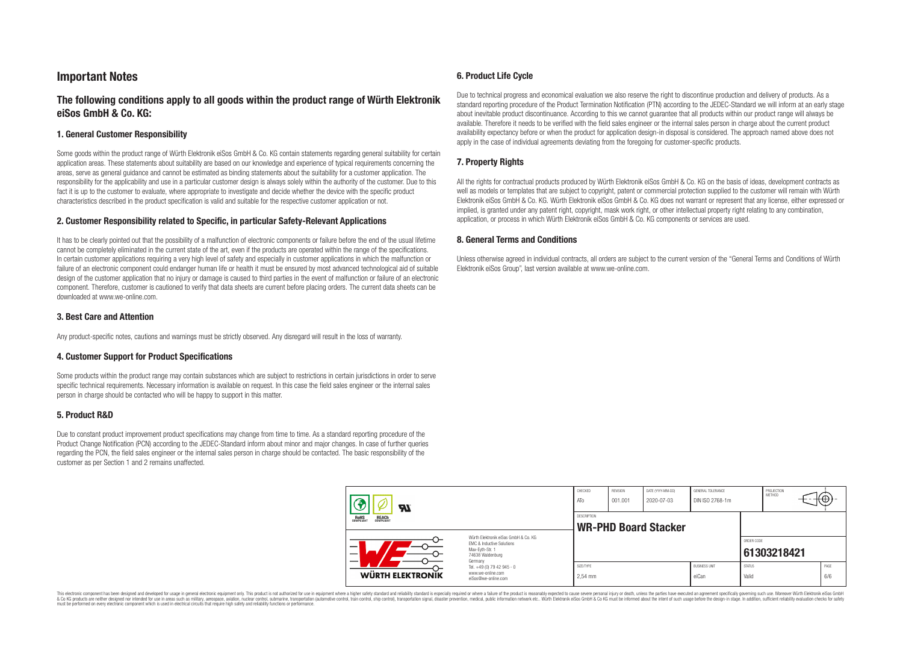# Important Notes

## The following conditions apply to all goods within the product range of Würth Elektronik eiSos GmbH & Co. KG:

### 1. General Customer Responsibility

Some goods within the product range of Würth Elektronik eiSos GmbH & Co. KG contain statements regarding general suitability for certain application areas. These statements about suitability are based on our knowledge and experience of typical requirements concerning the areas, serve as general guidance and cannot be estimated as binding statements about the suitability for a customer application. The responsibility for the applicability and use in a particular customer design is always solely within the authority of the customer. Due to this fact it is up to the customer to evaluate, where appropriate to investigate and decide whether the device with the specific product characteristics described in the product specification is valid and suitable for the respective customer application or not.

### 2. Customer Responsibility related to Specific, in particular Safety-Relevant Applications

It has to be clearly pointed out that the possibility of a malfunction of electronic components or failure before the end of the usual lifetime cannot be completely eliminated in the current state of the art, even if the products are operated within the range of the specifications. In certain customer applications requiring a very high level of safety and especially in customer applications in which the malfunction or failure of an electronic component could endanger human life or health it must be ensured by most advanced technological aid of suitable design of the customer application that no injury or damage is caused to third parties in the event of malfunction or failure of an electronic component. Therefore, customer is cautioned to verify that data sheets are current before placing orders. The current data sheets can be downloaded at www.we-online.com.

### 3. Best Care and Attention

Any product-specific notes, cautions and warnings must be strictly observed. Any disregard will result in the loss of warranty.

### 4. Customer Support for Product Specifications

Some products within the product range may contain substances which are subject to restrictions in certain jurisdictions in order to serve specific technical requirements. Necessary information is available on request. In this case the field sales engineer or the internal sales person in charge should be contacted who will be happy to support in this matter.

### 5. Product R&D

Due to constant product improvement product specifications may change from time to time. As a standard reporting procedure of the Product Change Notification (PCN) according to the JEDEC-Standard inform about minor and major changes. In case of further queries regarding the PCN, the field sales engineer or the internal sales person in charge should be contacted. The basic responsibility of the customer as per Section 1 and 2 remains unaffected.

### 6. Product Life Cycle

Due to technical progress and economical evaluation we also reserve the right to discontinue production and delivery of products. As a standard reporting procedure of the Product Termination Notification (PTN) according to the JEDEC-Standard we will inform at an early stage about inevitable product discontinuance. According to this we cannot guarantee that all products within our product range will always be available. Therefore it needs to be verified with the field sales engineer or the internal sales person in charge about the current product availability expectancy before or when the product for application design-in disposal is considered. The approach named above does not apply in the case of individual agreements deviating from the foregoing for customer-specific products.

### 7. Property Rights

All the rights for contractual products produced by Würth Elektronik eiSos GmbH & Co. KG on the basis of ideas, development contracts as well as models or templates that are subject to copyright, patent or commercial protection supplied to the customer will remain with Würth Elektronik eiSos GmbH & Co. KG. Würth Elektronik eiSos GmbH & Co. KG does not warrant or represent that any license, either expressed or implied, is granted under any patent right, copyright, mask work right, or other intellectual property right relating to any combination, application, or process in which Würth Elektronik eiSos GmbH & Co. KG components or services are used.

### 8. General Terms and Conditions

Unless otherwise agreed in individual contracts, all orders are subject to the current version of the "General Terms and Conditions of Würth Elektronik eiSos Group", last version available at www.we-online.com.

| | | | | | | | |
|---|---|---|---|---|---|---|---|
| RoHS COMPLIANT, REACh COMPLIANT | | CHECKED ATo | REVISION 001.001 | DATE (YYYY-MM-DD) 2020-07-03 | GENERAL TOLERANCE DIN ISO 2768-1m | PROJECTION METHOD | |
| | | DESCRIPTION **WR-PHD Board Stacker** | | | | | |
| WÜRTH ELEKTRONIK | Würth Elektronik eiSos GmbH & Co. KG, EMC & Inductive Solutions, Max-Eyth-Str. 1, 74638 Waldenburg, Germany, Tel. +49 (0) 79 42 945 - 0, www.we-online.com, eiSos@we-online.com | | | | | ORDER CODE **61303218421** | |
| | | SIZE/TYPE 2,54 mm | | | BUSINESS UNIT eiCan | STATUS Valid | PAGE 6/6 |

This electronic component has been designed and developed for usage in general electronic equipment only. This product is not authorized for use in equipment where a higher safety standard and reliability standard is especially required or where a failure of the product is reasonably expected to cause severe personal injury or death, unless the parties have executed an agreement specifically governing such use. Moreover Würth Elektronik eiSos GmbH & Co KG products are neither designed nor intended for use in areas such as military, aerospace, aviation, nuclear control, submarine, transportation (automotive control, train control, ship control), transportation signal, disaster prevention, medical, public information network etc.. Würth Elektronik eiSos GmbH & Co KG must be informed about the intent of such usage before the design-in stage. In addition, sufficient reliability evaluation checks for safety must be performed on every electronic component which is used in electrical circuits that require high safety and reliability functions or performance.